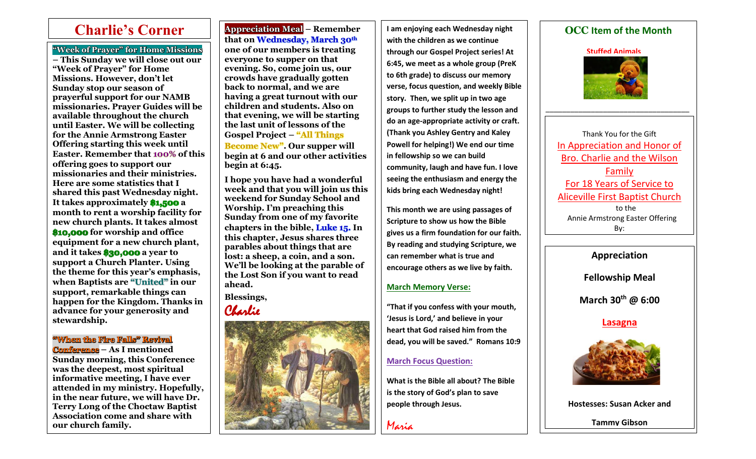# Charlie's Corner

**"Week of Prayer" for Home Missions – This Sunday we will close out our "Week of Prayer" for Home Missions. However, don't let Sunday stop our season of prayerful support for our NAMB missionaries. Prayer Guides will be available throughout the church until Easter. We will be collecting for the Annie Armstrong Easter Offering starting this week until Easter. Remember that 100% of this offering goes to support our missionaries and their ministries. Here are some statistics that I shared this past Wednesday night. It takes approximately $1,500 a month to rent a worship facility for new church plants. It takes almost $10,000 for worship and office equipment for a new church plant, and it takes $30,000 a year to support a Church Planter. Using the theme for this year's emphasis, when Baptists are "United" in our support, remarkable things can happen for the Kingdom. Thanks in advance for your generosity and stewardship.**

**"When the Fire Falls" Revival Conference – As I mentioned Sunday morning, this Conference was the deepest, most spiritual informative meeting, I have ever attended in my ministry. Hopefully, in the near future, we will have Dr. Terry Long of the Choctaw Baptist Association come and share with our church family.**

**Appreciation Meal – Remember that on Wednesday, March 30th one of our members is treating everyone to supper on that evening. So, come join us, our crowds have gradually gotten back to normal, and we are having a great turnout with our children and students. Also on that evening, we will be starting the last unit of lessons of the Gospel Project – "All Things Become New". Our supper will begin at 6 and our other activities begin at 6:45.**

**I hope you have had a wonderful week and that you will join us this weekend for Sunday School and Worship. I'm preaching this Sunday from one of my favorite chapters in the bible, Luke 15. In this chapter, Jesus shares three parables about things that are lost: a sheep, a coin, and a son. We'll be looking at the parable of the Lost Son if you want to read ahead.**

**Blessings,**

*Charlie*

**I am enjoying each Wednesday night with the children as we continue through our Gospel Project series! At 6:45, we meet as a whole group (PreK to 6th grade) to discuss our memory verse, focus question, and weekly Bible story. Then, we split up in two age groups to further study the lesson and do an age-appropriate activity or craft. (Thank you Ashley Gentry and Kaley Powell for helping!) We end our time in fellowship so we can build community, laugh and have fun. I love seeing the enthusiasm and energy the kids bring each Wednesday night!**

**This month we are using passages of Scripture to show us how the Bible gives us a firm foundation for our faith. By reading and studying Scripture, we can remember what is true and encourage others as we live by faith.**

**March Memory Verse:**

**"That if you confess with your mouth, 'Jesus is Lord,' and believe in your heart that God raised him from the dead, you will be saved." Romans 10:9**

**March Focus Question:**

**What is the Bible all about? The Bible is the story of God's plan to save people through Jesus.**

*Maria*

## OCC Item of the Month

**Stuffed Animals**

---

Thank You for the Gift

In Appreciation and Honor of Bro. Charlie and the Wilson Family For 18 Years of Service to Aliceville First Baptist Church

to the

Annie Armstrong Easter Offering

By:

---

**Appreciation**

**Fellowship Meal**

**March 30th @ 6:00**

**Lasagna**

**Hostesses: Susan Acker and Tammy Gibson**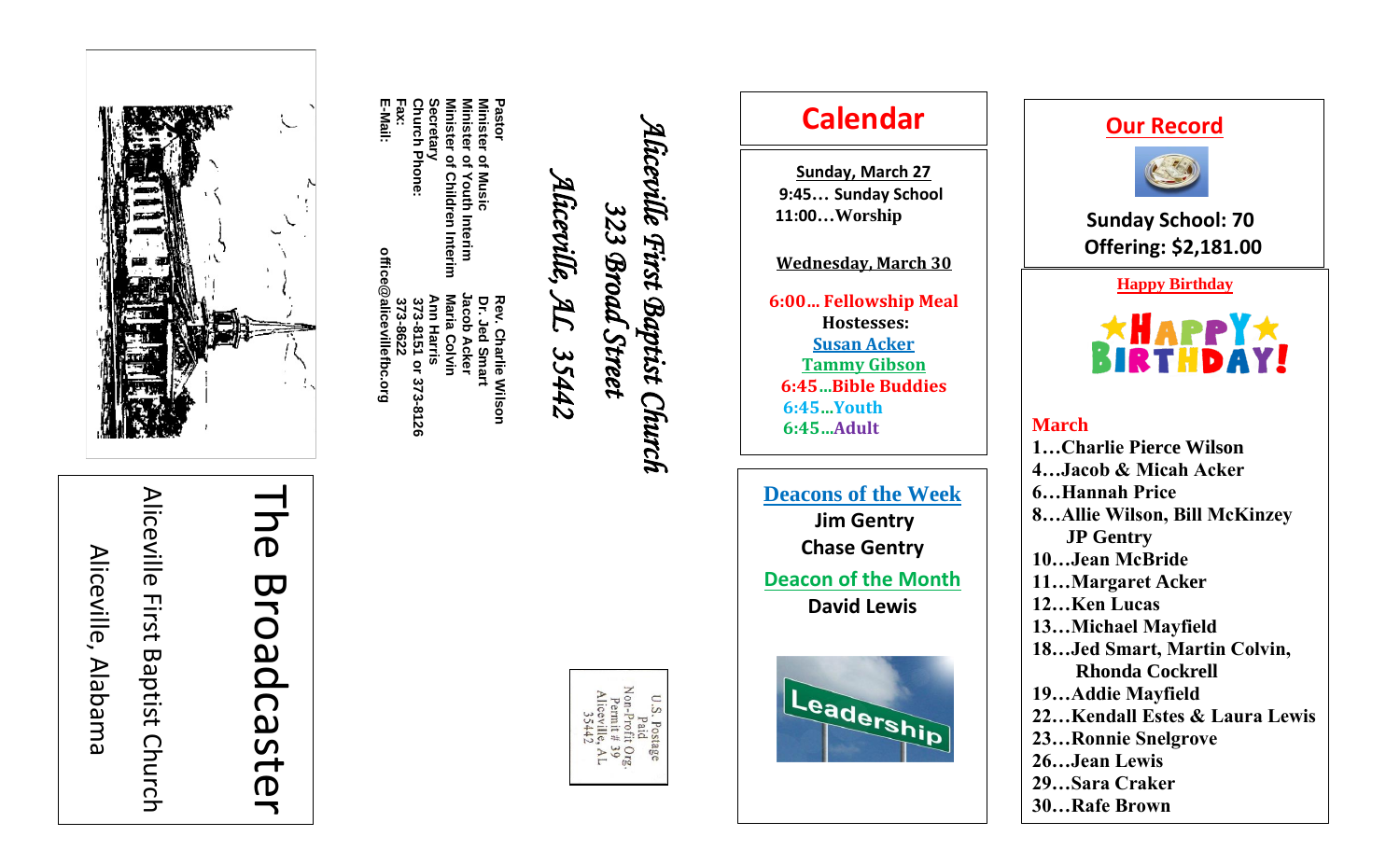# The Broadcaster

Aliceville First Baptist Church

Aliceville, Alabama

*Aliceville First Baptist Church*

*323 Broad Street*

*Aliceville, AL 35442*

| | |
|---|---|
| **Pastor** | **Rev. Charlie Wilson** |
| **Minister of Music** | **Dr. Jed Smart** |
| **Minister of Youth Interim** | **Jacob Acker** |
| **Minister of Children Interim** | **Maria Colvin** |
| **Secretary** | **Ann Harris** |
| **Church Phone:** | **373-8151 or 373-8126** |
| **Fax:** | **373-8622** |
| **E-Mail:** | **office@alicevillefbc.org** |

U.S. Postage
Paid
Non-Profit Org.
Permit # 39
Aliceville, AL
35442

## Calendar

**Sunday, March 27**

**9:45… Sunday School**

**11:00…Worship**

**Wednesday, March 30**

**6:00… Fellowship Meal**

**Hostesses:**

**Susan Acker**

**Tammy Gibson**

**6:45…Bible Buddies**

**6:45…Youth**

**6:45…Adult**

## Deacons of the Week

**Jim Gentry**

**Chase Gentry**

## Deacon of the Month

**David Lewis**

Leadership

## Our Record

**Sunday School: 70**

**Offering: $2,181.00**

## Happy Birthday

HAPPY BIRTHDAY!

**March**

**1…Charlie Pierce Wilson**
**4…Jacob & Micah Acker**
**6…Hannah Price**
**8…Allie Wilson, Bill McKinzey JP Gentry**
**10…Jean McBride**
**11…Margaret Acker**
**12…Ken Lucas**
**13…Michael Mayfield**
**18…Jed Smart, Martin Colvin, Rhonda Cockrell**
**19…Addie Mayfield**
**22…Kendall Estes & Laura Lewis**
**23…Ronnie Snelgrove**
**26…Jean Lewis**
**29…Sara Craker**
**30…Rafe Brown**